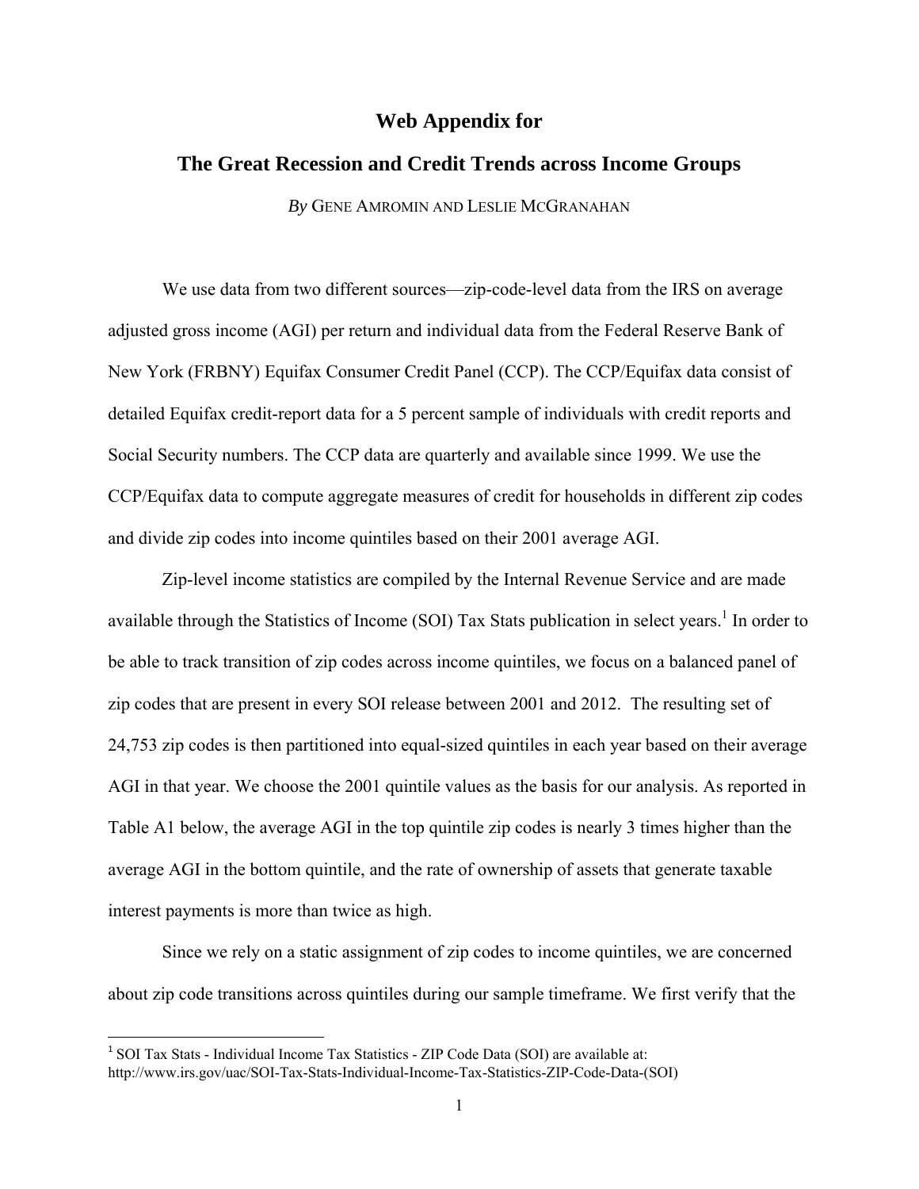# Web Appendix for

# The Great Recession and Credit Trends across Income Groups

*By* GENE AMROMIN AND LESLIE MCGRANAHAN

We use data from two different sources—zip-code-level data from the IRS on average adjusted gross income (AGI) per return and individual data from the Federal Reserve Bank of New York (FRBNY) Equifax Consumer Credit Panel (CCP). The CCP/Equifax data consist of detailed Equifax credit-report data for a 5 percent sample of individuals with credit reports and Social Security numbers. The CCP data are quarterly and available since 1999. We use the CCP/Equifax data to compute aggregate measures of credit for households in different zip codes and divide zip codes into income quintiles based on their 2001 average AGI.

Zip-level income statistics are compiled by the Internal Revenue Service and are made available through the Statistics of Income (SOI) Tax Stats publication in select years.[1] In order to be able to track transition of zip codes across income quintiles, we focus on a balanced panel of zip codes that are present in every SOI release between 2001 and 2012. The resulting set of 24,753 zip codes is then partitioned into equal-sized quintiles in each year based on their average AGI in that year. We choose the 2001 quintile values as the basis for our analysis. As reported in Table A1 below, the average AGI in the top quintile zip codes is nearly 3 times higher than the average AGI in the bottom quintile, and the rate of ownership of assets that generate taxable interest payments is more than twice as high.

Since we rely on a static assignment of zip codes to income quintiles, we are concerned about zip code transitions across quintiles during our sample timeframe. We first verify that the

---

[1] SOI Tax Stats - Individual Income Tax Statistics - ZIP Code Data (SOI) are available at: http://www.irs.gov/uac/SOI-Tax-Stats-Individual-Income-Tax-Statistics-ZIP-Code-Data-(SOI)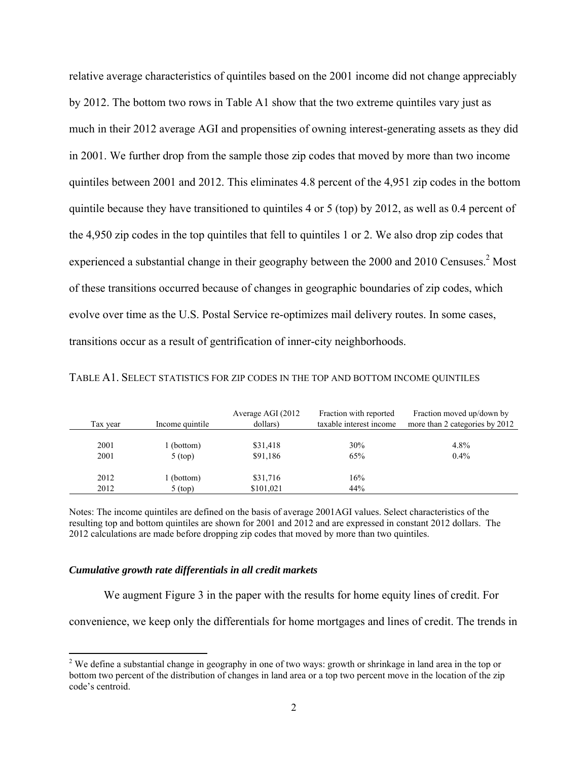relative average characteristics of quintiles based on the 2001 income did not change appreciably by 2012. The bottom two rows in Table A1 show that the two extreme quintiles vary just as much in their 2012 average AGI and propensities of owning interest-generating assets as they did in 2001. We further drop from the sample those zip codes that moved by more than two income quintiles between 2001 and 2012. This eliminates 4.8 percent of the 4,951 zip codes in the bottom quintile because they have transitioned to quintiles 4 or 5 (top) by 2012, as well as 0.4 percent of the 4,950 zip codes in the top quintiles that fell to quintiles 1 or 2. We also drop zip codes that experienced a substantial change in their geography between the 2000 and 2010 Censuses.[2] Most of these transitions occurred because of changes in geographic boundaries of zip codes, which evolve over time as the U.S. Postal Service re-optimizes mail delivery routes. In some cases, transitions occur as a result of gentrification of inner-city neighborhoods.

TABLE A1. SELECT STATISTICS FOR ZIP CODES IN THE TOP AND BOTTOM INCOME QUINTILES

| Tax year | Income quintile | Average AGI (2012 dollars) | Fraction with reported taxable interest income | Fraction moved up/down by more than 2 categories by 2012 |
|---|---|---|---|---|
| 2001 | 1 (bottom) | $31,418 | 30% | 4.8% |
| 2001 | 5 (top) | $91,186 | 65% | 0.4% |
| 2012 | 1 (bottom) | $31,716 | 16% | |
| 2012 | 5 (top) | $101,021 | 44% | |

Notes: The income quintiles are defined on the basis of average 2001AGI values. Select characteristics of the resulting top and bottom quintiles are shown for 2001 and 2012 and are expressed in constant 2012 dollars. The 2012 calculations are made before dropping zip codes that moved by more than two quintiles.

***Cumulative growth rate differentials in all credit markets***

We augment Figure 3 in the paper with the results for home equity lines of credit. For convenience, we keep only the differentials for home mortgages and lines of credit. The trends in

[2] We define a substantial change in geography in one of two ways: growth or shrinkage in land area in the top or bottom two percent of the distribution of changes in land area or a top two percent move in the location of the zip code's centroid.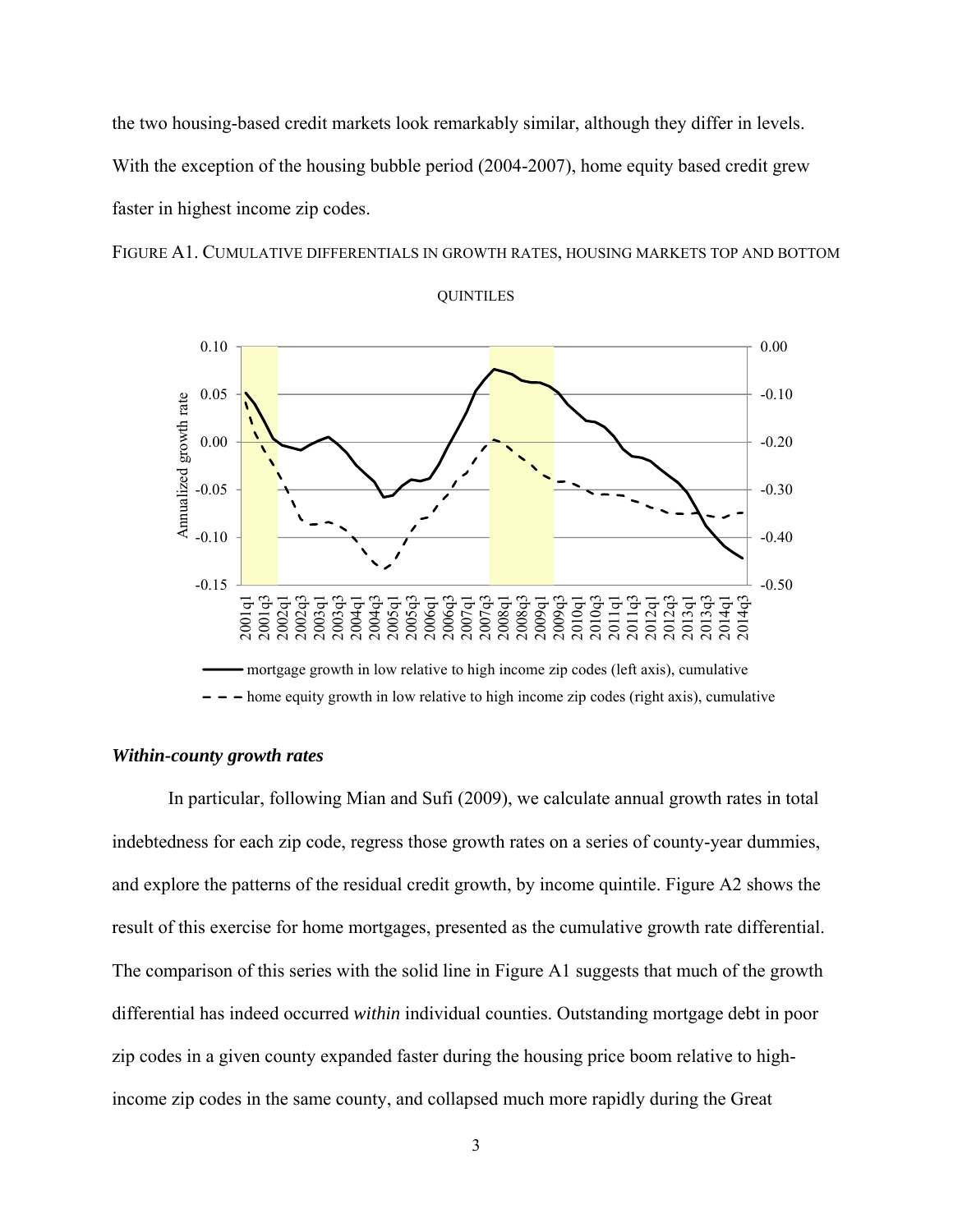the two housing-based credit markets look remarkably similar, although they differ in levels. With the exception of the housing bubble period (2004-2007), home equity based credit grew faster in highest income zip codes.

FIGURE A1. CUMULATIVE DIFFERENTIALS IN GROWTH RATES, HOUSING MARKETS TOP AND BOTTOM QUINTILES

### *Within-county growth rates*

In particular, following Mian and Sufi (2009), we calculate annual growth rates in total indebtedness for each zip code, regress those growth rates on a series of county-year dummies, and explore the patterns of the residual credit growth, by income quintile. Figure A2 shows the result of this exercise for home mortgages, presented as the cumulative growth rate differential. The comparison of this series with the solid line in Figure A1 suggests that much of the growth differential has indeed occurred *within* individual counties. Outstanding mortgage debt in poor zip codes in a given county expanded faster during the housing price boom relative to high-income zip codes in the same county, and collapsed much more rapidly during the Great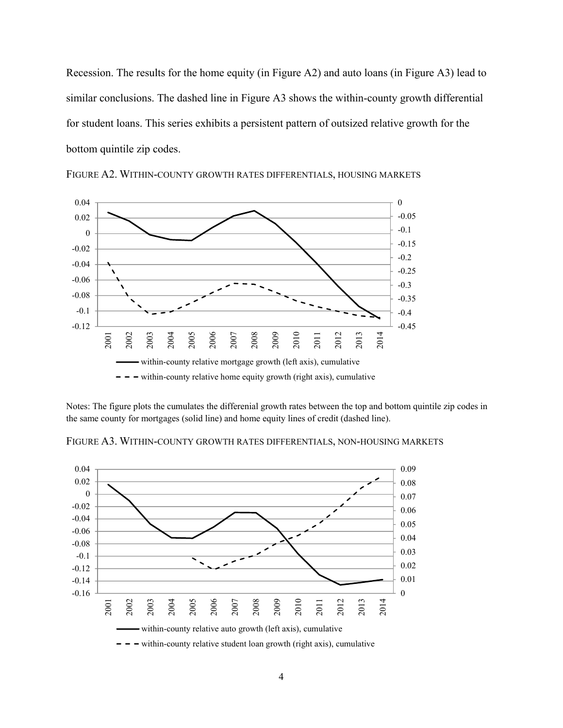Recession. The results for the home equity (in Figure A2) and auto loans (in Figure A3) lead to similar conclusions. The dashed line in Figure A3 shows the within-county growth differential for student loans. This series exhibits a persistent pattern of outsized relative growth for the bottom quintile zip codes.

FIGURE A2. WITHIN-COUNTY GROWTH RATES DIFFERENTIALS, HOUSING MARKETS

Notes: The figure plots the cumulates the differenial growth rates between the top and bottom quintile zip codes in the same county for mortgages (solid line) and home equity lines of credit (dashed line).

FIGURE A3. WITHIN-COUNTY GROWTH RATES DIFFERENTIALS, NON-HOUSING MARKETS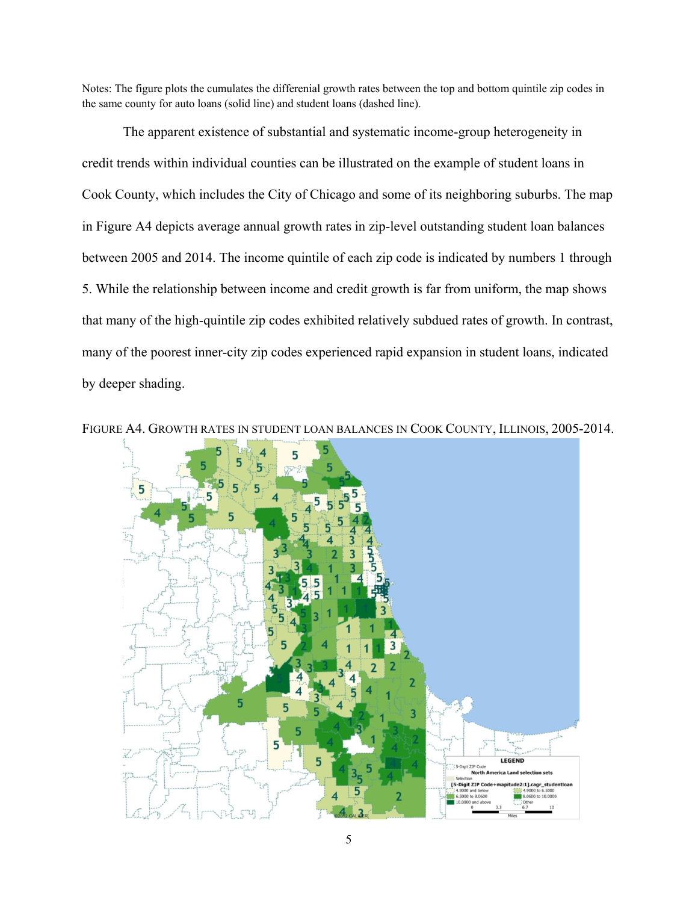Notes: The figure plots the cumulates the differenial growth rates between the top and bottom quintile zip codes in the same county for auto loans (solid line) and student loans (dashed line).

The apparent existence of substantial and systematic income-group heterogeneity in credit trends within individual counties can be illustrated on the example of student loans in Cook County, which includes the City of Chicago and some of its neighboring suburbs. The map in Figure A4 depicts average annual growth rates in zip-level outstanding student loan balances between 2005 and 2014. The income quintile of each zip code is indicated by numbers 1 through 5. While the relationship between income and credit growth is far from uniform, the map shows that many of the high-quintile zip codes exhibited relatively subdued rates of growth. In contrast, many of the poorest inner-city zip codes experienced rapid expansion in student loans, indicated by deeper shading.

FIGURE A4. GROWTH RATES IN STUDENT LOAN BALANCES IN COOK COUNTY, ILLINOIS, 2005-2014.

LEGEND

5-Digit ZIP Code

North America Land selection sets

Selection

[5-Digit ZIP Code+mapitude2:1].cagr_studentloan

4.9000 and below

4.9000 to 6.5000

6.5000 to 8.0600

8.0600 to 10.0000

10.0000 and above

Other

0 3.3 6.7 10

Miles

©2012 CALIPER